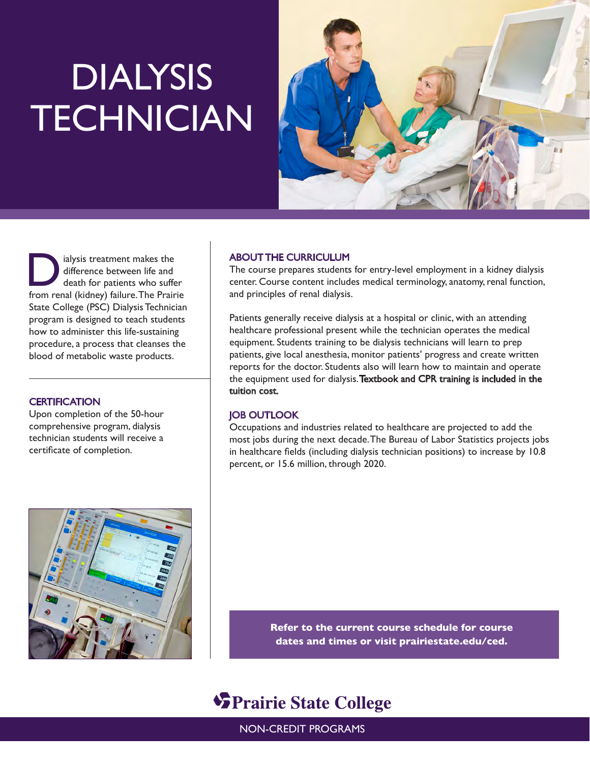# DIALYSIS TECHNICIAN

Dialysis treatment makes the difference between life and death for patients who suffer from renal (kidney) failure. The Prairie State College (PSC) Dialysis Technician program is designed to teach students how to administer this life-sustaining procedure, a process that cleanses the blood of metabolic waste products.

## CERTIFICATION

Upon completion of the 50-hour comprehensive program, dialysis technician students will receive a certificate of completion.

## ABOUT THE CURRICULUM

The course prepares students for entry-level employment in a kidney dialysis center. Course content includes medical terminology, anatomy, renal function, and principles of renal dialysis.

Patients generally receive dialysis at a hospital or clinic, with an attending healthcare professional present while the technician operates the medical equipment. Students training to be dialysis technicians will learn to prep patients, give local anesthesia, monitor patients' progress and create written reports for the doctor. Students also will learn how to maintain and operate the equipment used for dialysis. **Textbook and CPR training is included in the tuition cost.**

## JOB OUTLOOK

Occupations and industries related to healthcare are projected to add the most jobs during the next decade. The Bureau of Labor Statistics projects jobs in healthcare fields (including dialysis technician positions) to increase by 10.8 percent, or 15.6 million, through 2020.

**Refer to the current course schedule for course dates and times or visit prairiestate.edu/ced.**

Prairie State College

NON-CREDIT PROGRAMS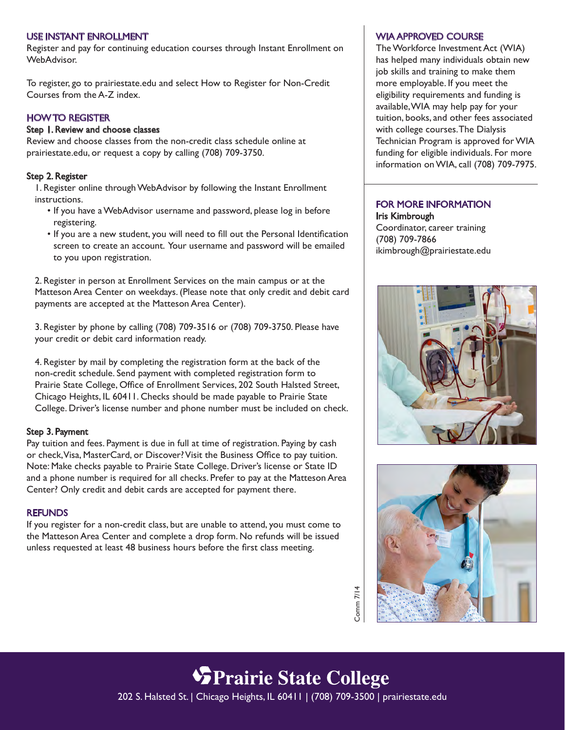## USE INSTANT ENROLLMENT

Register and pay for continuing education courses through Instant Enrollment on WebAdvisor.

To register, go to prairiestate.edu and select How to Register for Non-Credit Courses from the A-Z index.

## HOW TO REGISTER

### Step 1. Review and choose classes

Review and choose classes from the non-credit class schedule online at prairiestate.edu, or request a copy by calling (708) 709-3750.

### Step 2. Register

1. Register online through WebAdvisor by following the Instant Enrollment instructions.
   - If you have a WebAdvisor username and password, please log in before registering.
   - If you are a new student, you will need to fill out the Personal Identification screen to create an account. Your username and password will be emailed to you upon registration.

2. Register in person at Enrollment Services on the main campus or at the Matteson Area Center on weekdays. (Please note that only credit and debit card payments are accepted at the Matteson Area Center).

3. Register by phone by calling (708) 709-3516 or (708) 709-3750. Please have your credit or debit card information ready.

4. Register by mail by completing the registration form at the back of the non-credit schedule. Send payment with completed registration form to Prairie State College, Office of Enrollment Services, 202 South Halsted Street, Chicago Heights, IL 60411. Checks should be made payable to Prairie State College. Driver's license number and phone number must be included on check.

### Step 3. Payment

Pay tuition and fees. Payment is due in full at time of registration. Paying by cash or check, Visa, MasterCard, or Discover? Visit the Business Office to pay tuition. Note: Make checks payable to Prairie State College. Driver's license or State ID and a phone number is required for all checks. Prefer to pay at the Matteson Area Center? Only credit and debit cards are accepted for payment there.

## REFUNDS

If you register for a non-credit class, but are unable to attend, you must come to the Matteson Area Center and complete a drop form. No refunds will be issued unless requested at least 48 business hours before the first class meeting.

## WIA APPROVED COURSE

The Workforce Investment Act (WIA) has helped many individuals obtain new job skills and training to make them more employable. If you meet the eligibility requirements and funding is available, WIA may help pay for your tuition, books, and other fees associated with college courses. The Dialysis Technician Program is approved for WIA funding for eligible individuals. For more information on WIA, call (708) 709-7975.

## FOR MORE INFORMATION

**Iris Kimbrough**
Coordinator, career training
(708) 709-7866
ikimbrough@prairiestate.edu

Comm 7/14

**Prairie State College**

202 S. Halsted St. | Chicago Heights, IL 60411 | (708) 709-3500 | prairiestate.edu